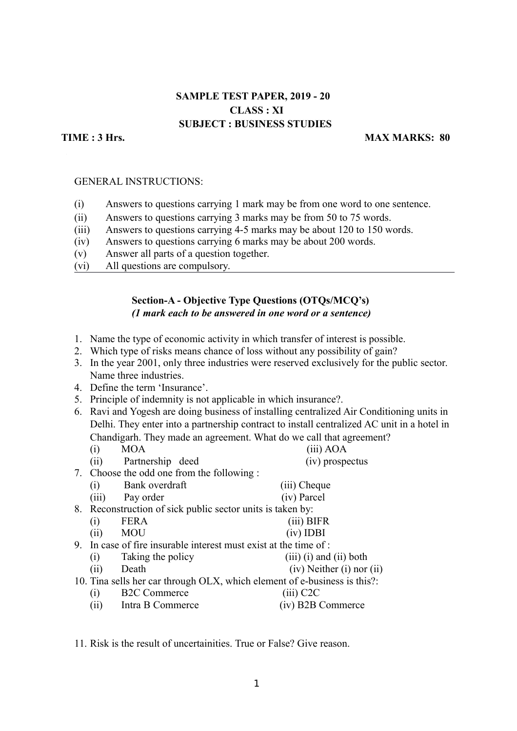**SAMPLE TEST PAPER, 2019 - 20**

**CLASS : XI**

**SUBJECT : BUSINESS STUDIES**

**TIME : 3 Hrs.** **MAX MARKS: 80**

GENERAL INSTRUCTIONS:

(i) Answers to questions carrying 1 mark may be from one word to one sentence.
(ii) Answers to questions carrying 3 marks may be from 50 to 75 words.
(iii) Answers to questions carrying 4-5 marks may be about 120 to 150 words.
(iv) Answers to questions carrying 6 marks may be about 200 words.
(v) Answer all parts of a question together.
(vi) All questions are compulsory.

**Section-A - Objective Type Questions (OTQs/MCQ's)**
***(1 mark each to be answered in one word or a sentence)***

1. Name the type of economic activity in which transfer of interest is possible.
2. Which type of risks means chance of loss without any possibility of gain?
3. In the year 2001, only three industries were reserved exclusively for the public sector. Name three industries.
4. Define the term 'Insurance'.
5. Principle of indemnity is not applicable in which insurance?.
6. Ravi and Yogesh are doing business of installing centralized Air Conditioning units in Delhi. They enter into a partnership contract to install centralized AC unit in a hotel in Chandigarh. They made an agreement. What do we call that agreement?
   (i) MOA (iii) AOA
   (ii) Partnership deed (iv) prospectus
7. Choose the odd one from the following :
   (i) Bank overdraft (iii) Cheque
   (iii) Pay order (iv) Parcel
8. Reconstruction of sick public sector units is taken by:
   (i) FERA (iii) BIFR
   (ii) MOU (iv) IDBI
9. In case of fire insurable interest must exist at the time of :
   (i) Taking the policy (iii) (i) and (ii) both
   (ii) Death (iv) Neither (i) nor (ii)
10. Tina sells her car through OLX, which element of e-business is this?:
    (i) B2C Commerce (iii) C2C
    (ii) Intra B Commerce (iv) B2B Commerce

11. Risk is the result of uncertainities. True or False? Give reason.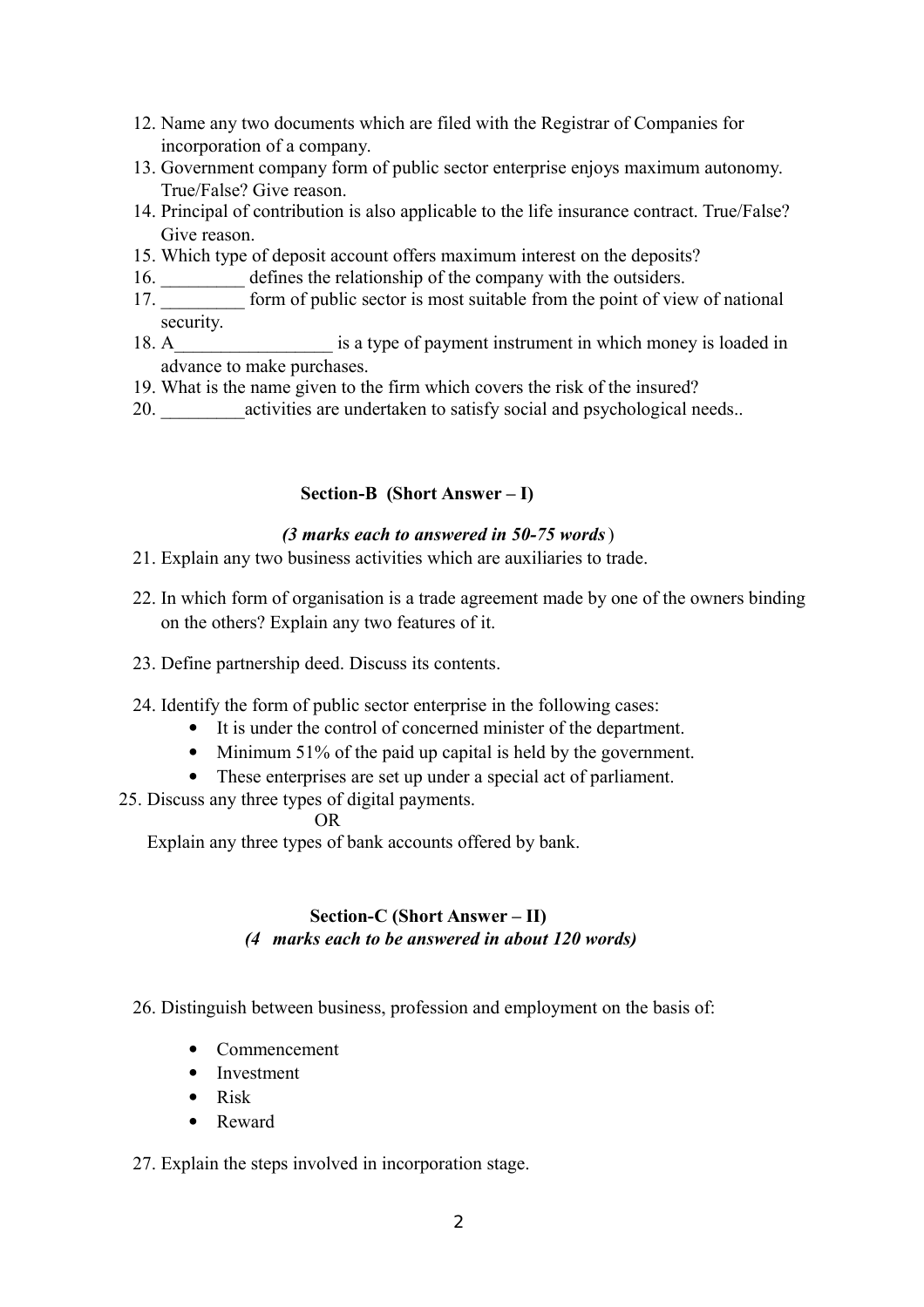12. Name any two documents which are filed with the Registrar of Companies for incorporation of a company.
13. Government company form of public sector enterprise enjoys maximum autonomy. True/False? Give reason.
14. Principal of contribution is also applicable to the life insurance contract. True/False? Give reason.
15. Which type of deposit account offers maximum interest on the deposits?
16. _________ defines the relationship of the company with the outsiders.
17. _________ form of public sector is most suitable from the point of view of national security.
18. A_________________ is a type of payment instrument in which money is loaded in advance to make purchases.
19. What is the name given to the firm which covers the risk of the insured?
20. _________activities are undertaken to satisfy social and psychological needs..

### Section-B (Short Answer – I)

***(3 marks each to answered in 50-75 words*** )

21. Explain any two business activities which are auxiliaries to trade.
22. In which form of organisation is a trade agreement made by one of the owners binding on the others? Explain any two features of it.
23. Define partnership deed. Discuss its contents.
24. Identify the form of public sector enterprise in the following cases:
    - It is under the control of concerned minister of the department.
    - Minimum 51% of the paid up capital is held by the government.
    - These enterprises are set up under a special act of parliament.
25. Discuss any three types of digital payments.

    OR

    Explain any three types of bank accounts offered by bank.

### Section-C (Short Answer – II)

***(4 marks each to be answered in about 120 words)***

26. Distinguish between business, profession and employment on the basis of:
    - Commencement
    - Investment
    - Risk
    - Reward
27. Explain the steps involved in incorporation stage.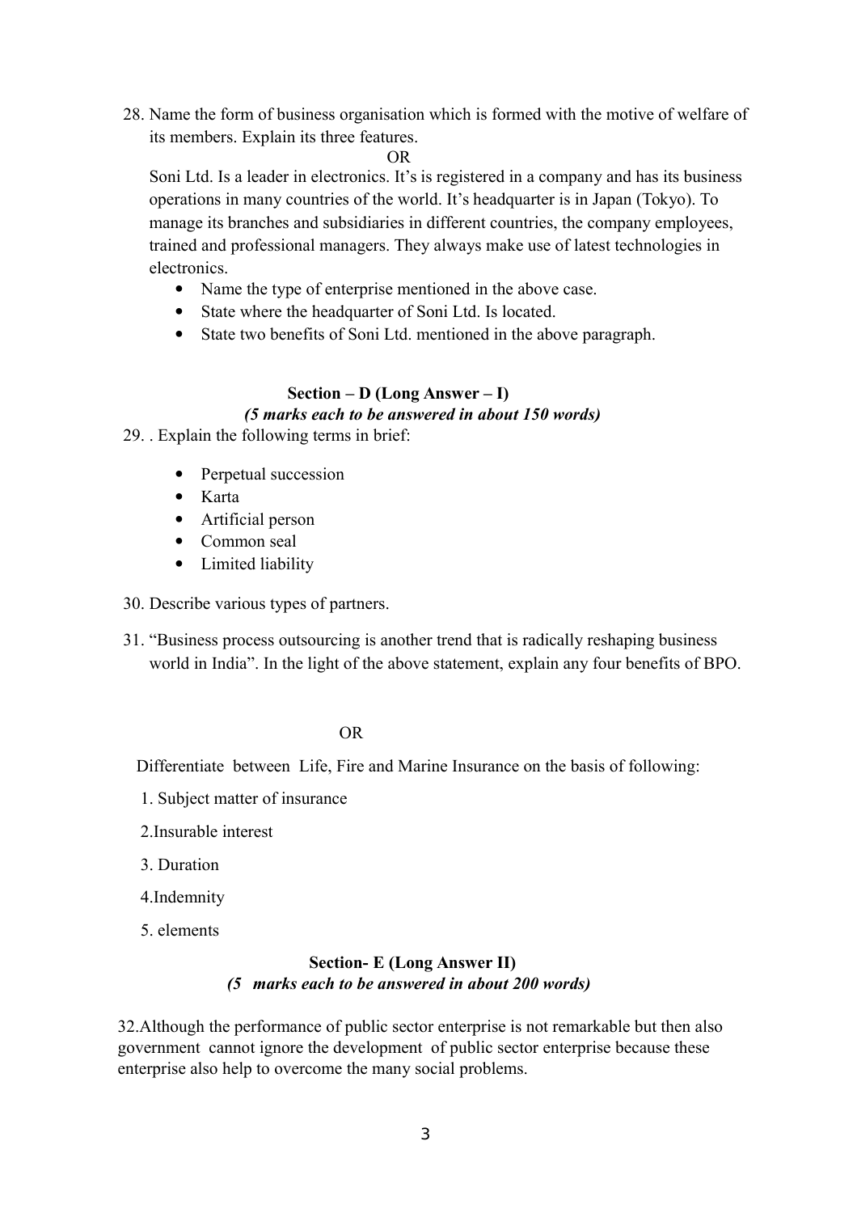28. Name the form of business organisation which is formed with the motive of welfare of its members. Explain its three features.

OR

Soni Ltd. Is a leader in electronics. It's is registered in a company and has its business operations in many countries of the world. It's headquarter is in Japan (Tokyo). To manage its branches and subsidiaries in different countries, the company employees, trained and professional managers. They always make use of latest technologies in electronics.

- Name the type of enterprise mentioned in the above case.
- State where the headquarter of Soni Ltd. Is located.
- State two benefits of Soni Ltd. mentioned in the above paragraph.

**Section – D (Long Answer – I)**

***(5 marks each to be answered in about 150 words)***

29. . Explain the following terms in brief:

- Perpetual succession
- Karta
- Artificial person
- Common seal
- Limited liability

30. Describe various types of partners.

31. "Business process outsourcing is another trend that is radically reshaping business world in India". In the light of the above statement, explain any four benefits of BPO.

OR

Differentiate between Life, Fire and Marine Insurance on the basis of following:

1. Subject matter of insurance
2. Insurable interest
3. Duration
4. Indemnity
5. elements

**Section- E (Long Answer II)**

***(5 marks each to be answered in about 200 words)***

32. Although the performance of public sector enterprise is not remarkable but then also government cannot ignore the development of public sector enterprise because these enterprise also help to overcome the many social problems.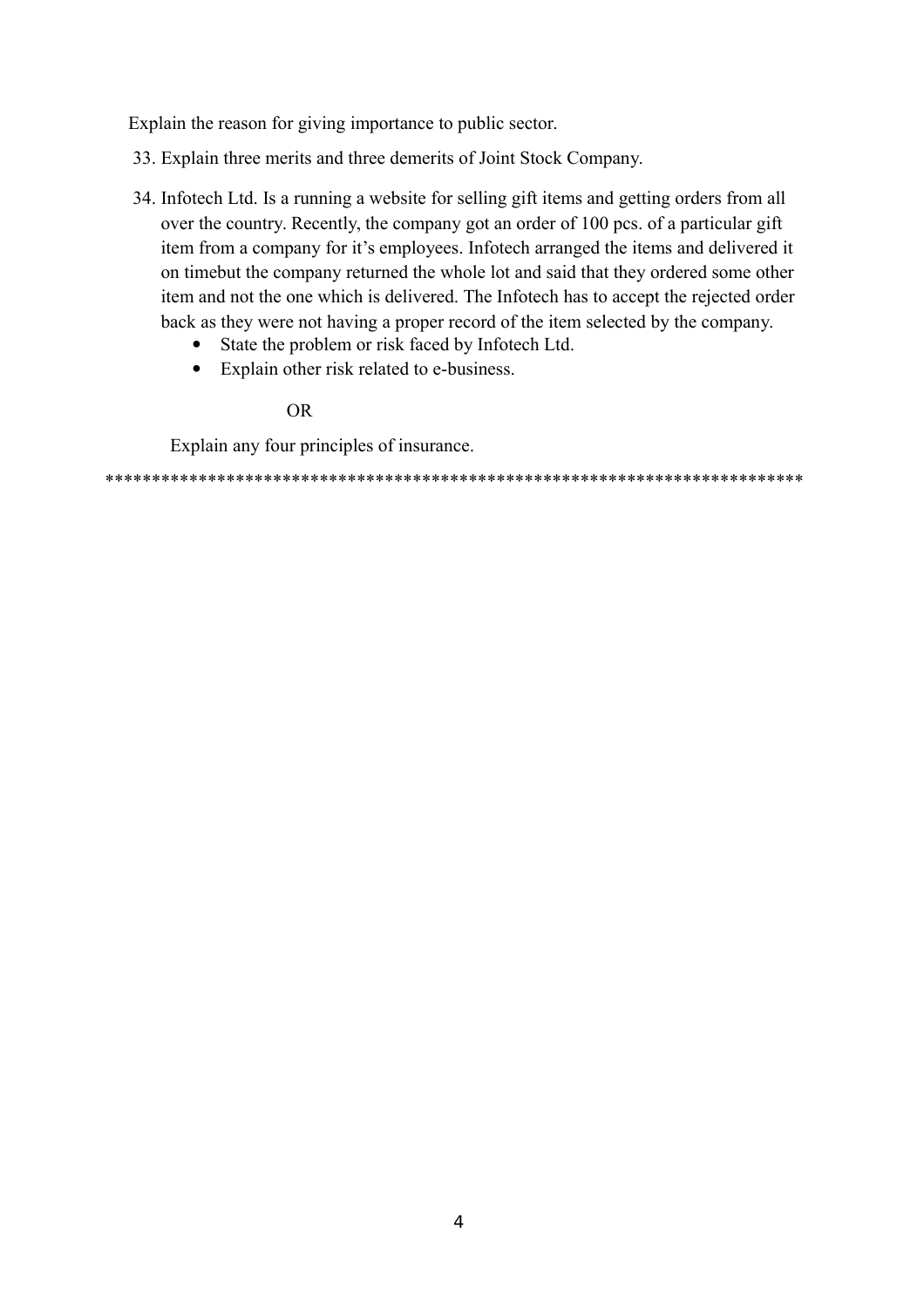Explain the reason for giving importance to public sector.

33. Explain three merits and three demerits of Joint Stock Company.

34. Infotech Ltd. Is a running a website for selling gift items and getting orders from all over the country. Recently, the company got an order of 100 pcs. of a particular gift item from a company for it's employees. Infotech arranged the items and delivered it on timebut the company returned the whole lot and said that they ordered some other item and not the one which is delivered. The Infotech has to accept the rejected order back as they were not having a proper record of the item selected by the company.
    - State the problem or risk faced by Infotech Ltd.
    - Explain other risk related to e-business.

OR

Explain any four principles of insurance.

\*\*\*\*\*\*\*\*\*\*\*\*\*\*\*\*\*\*\*\*\*\*\*\*\*\*\*\*\*\*\*\*\*\*\*\*\*\*\*\*\*\*\*\*\*\*\*\*\*\*\*\*\*\*\*\*\*\*\*\*\*\*\*\*\*\*\*\*\*\*\*\*\*\*\*\*\*\*